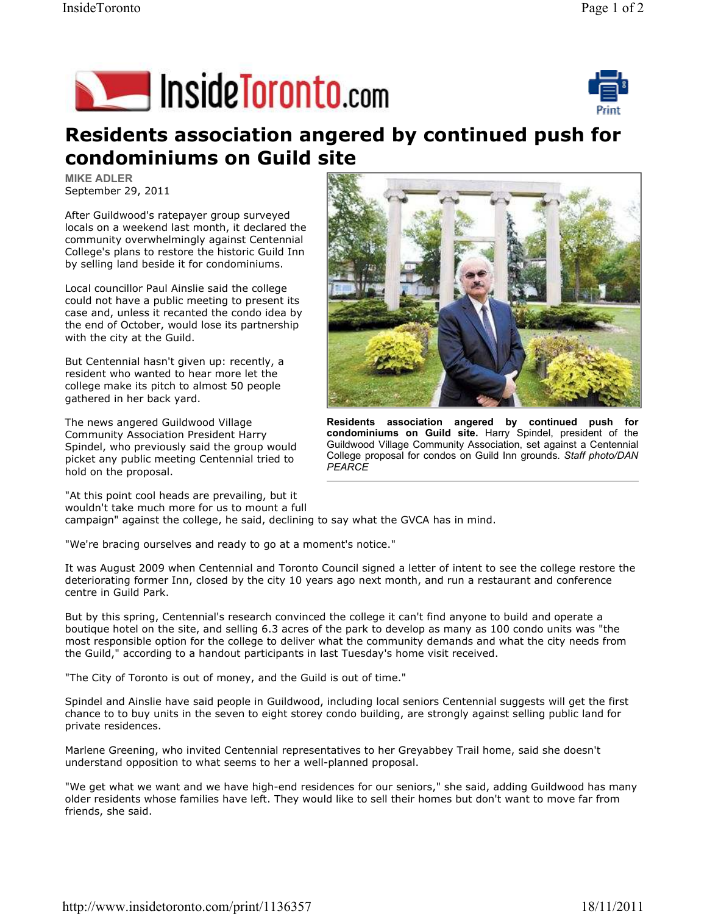# Residents association angered by continued push for condominiums on Guild site

**MIKE ADLER**
September 29, 2011

After Guildwood's ratepayer group surveyed locals on a weekend last month, it declared the community overwhelmingly against Centennial College's plans to restore the historic Guild Inn by selling land beside it for condominiums.

Local councillor Paul Ainslie said the college could not have a public meeting to present its case and, unless it recanted the condo idea by the end of October, would lose its partnership with the city at the Guild.

But Centennial hasn't given up: recently, a resident who wanted to hear more let the college make its pitch to almost 50 people gathered in her back yard.

**Residents association angered by continued push for condominiums on Guild site.** Harry Spindel, president of the Guildwood Village Community Association, set against a Centennial College proposal for condos on Guild Inn grounds. *Staff photo/DAN PEARCE*

The news angered Guildwood Village Community Association President Harry Spindel, who previously said the group would picket any public meeting Centennial tried to hold on the proposal.

"At this point cool heads are prevailing, but it wouldn't take much more for us to mount a full campaign" against the college, he said, declining to say what the GVCA has in mind.

"We're bracing ourselves and ready to go at a moment's notice."

It was August 2009 when Centennial and Toronto Council signed a letter of intent to see the college restore the deteriorating former Inn, closed by the city 10 years ago next month, and run a restaurant and conference centre in Guild Park.

But by this spring, Centennial's research convinced the college it can't find anyone to build and operate a boutique hotel on the site, and selling 6.3 acres of the park to develop as many as 100 condo units was "the most responsible option for the college to deliver what the community demands and what the city needs from the Guild," according to a handout participants in last Tuesday's home visit received.

"The City of Toronto is out of money, and the Guild is out of time."

Spindel and Ainslie have said people in Guildwood, including local seniors Centennial suggests will get the first chance to to buy units in the seven to eight storey condo building, are strongly against selling public land for private residences.

Marlene Greening, who invited Centennial representatives to her Greyabbey Trail home, said she doesn't understand opposition to what seems to her a well-planned proposal.

"We get what we want and we have high-end residences for our seniors," she said, adding Guildwood has many older residents whose families have left. They would like to sell their homes but don't want to move far from friends, she said.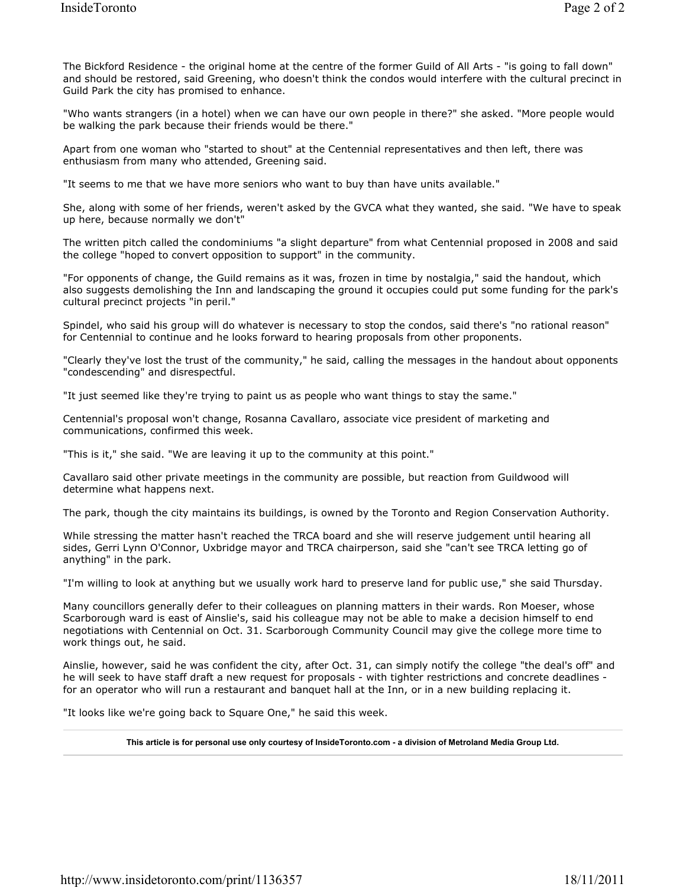The Bickford Residence - the original home at the centre of the former Guild of All Arts - "is going to fall down" and should be restored, said Greening, who doesn't think the condos would interfere with the cultural precinct in Guild Park the city has promised to enhance.

"Who wants strangers (in a hotel) when we can have our own people in there?" she asked. "More people would be walking the park because their friends would be there."

Apart from one woman who "started to shout" at the Centennial representatives and then left, there was enthusiasm from many who attended, Greening said.

"It seems to me that we have more seniors who want to buy than have units available."

She, along with some of her friends, weren't asked by the GVCA what they wanted, she said. "We have to speak up here, because normally we don't"

The written pitch called the condominiums "a slight departure" from what Centennial proposed in 2008 and said the college "hoped to convert opposition to support" in the community.

"For opponents of change, the Guild remains as it was, frozen in time by nostalgia," said the handout, which also suggests demolishing the Inn and landscaping the ground it occupies could put some funding for the park's cultural precinct projects "in peril."

Spindel, who said his group will do whatever is necessary to stop the condos, said there's "no rational reason" for Centennial to continue and he looks forward to hearing proposals from other proponents.

"Clearly they've lost the trust of the community," he said, calling the messages in the handout about opponents "condescending" and disrespectful.

"It just seemed like they're trying to paint us as people who want things to stay the same."

Centennial's proposal won't change, Rosanna Cavallaro, associate vice president of marketing and communications, confirmed this week.

"This is it," she said. "We are leaving it up to the community at this point."

Cavallaro said other private meetings in the community are possible, but reaction from Guildwood will determine what happens next.

The park, though the city maintains its buildings, is owned by the Toronto and Region Conservation Authority.

While stressing the matter hasn't reached the TRCA board and she will reserve judgement until hearing all sides, Gerri Lynn O'Connor, Uxbridge mayor and TRCA chairperson, said she "can't see TRCA letting go of anything" in the park.

"I'm willing to look at anything but we usually work hard to preserve land for public use," she said Thursday.

Many councillors generally defer to their colleagues on planning matters in their wards. Ron Moeser, whose Scarborough ward is east of Ainslie's, said his colleague may not be able to make a decision himself to end negotiations with Centennial on Oct. 31. Scarborough Community Council may give the college more time to work things out, he said.

Ainslie, however, said he was confident the city, after Oct. 31, can simply notify the college "the deal's off" and he will seek to have staff draft a new request for proposals - with tighter restrictions and concrete deadlines - for an operator who will run a restaurant and banquet hall at the Inn, or in a new building replacing it.

"It looks like we're going back to Square One," he said this week.

**This article is for personal use only courtesy of InsideToronto.com - a division of Metroland Media Group Ltd.**